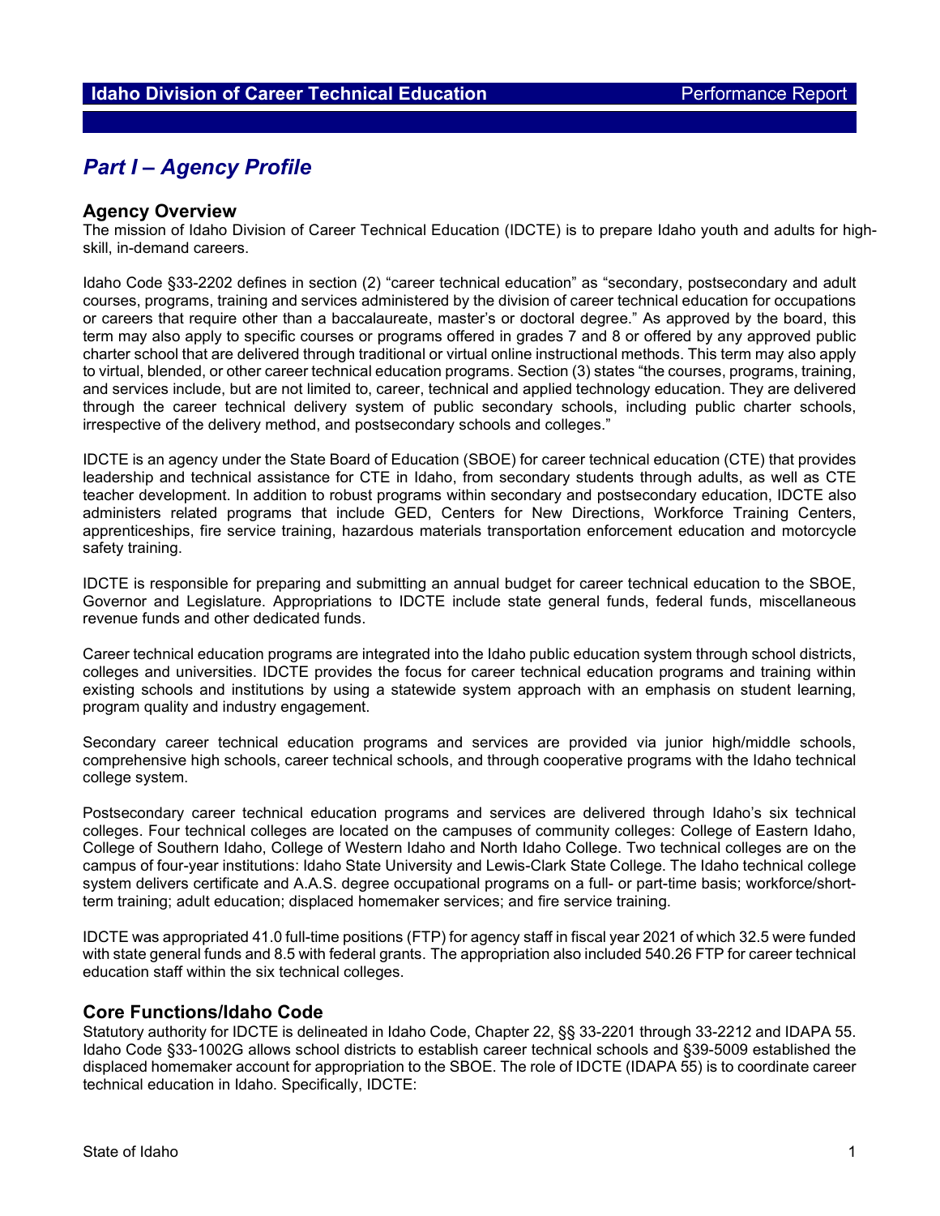## Part I – Agency Profile

### Agency Overview

The mission of Idaho Division of Career Technical Education (IDCTE) is to prepare Idaho youth and adults for high-skill, in-demand careers.

Idaho Code §33-2202 defines in section (2) "career technical education" as "secondary, postsecondary and adult courses, programs, training and services administered by the division of career technical education for occupations or careers that require other than a baccalaureate, master's or doctoral degree." As approved by the board, this term may also apply to specific courses or programs offered in grades 7 and 8 or offered by any approved public charter school that are delivered through traditional or virtual online instructional methods. This term may also apply to virtual, blended, or other career technical education programs. Section (3) states "the courses, programs, training, and services include, but are not limited to, career, technical and applied technology education. They are delivered through the career technical delivery system of public secondary schools, including public charter schools, irrespective of the delivery method, and postsecondary schools and colleges."

IDCTE is an agency under the State Board of Education (SBOE) for career technical education (CTE) that provides leadership and technical assistance for CTE in Idaho, from secondary students through adults, as well as CTE teacher development. In addition to robust programs within secondary and postsecondary education, IDCTE also administers related programs that include GED, Centers for New Directions, Workforce Training Centers, apprenticeships, fire service training, hazardous materials transportation enforcement education and motorcycle safety training.

IDCTE is responsible for preparing and submitting an annual budget for career technical education to the SBOE, Governor and Legislature. Appropriations to IDCTE include state general funds, federal funds, miscellaneous revenue funds and other dedicated funds.

Career technical education programs are integrated into the Idaho public education system through school districts, colleges and universities. IDCTE provides the focus for career technical education programs and training within existing schools and institutions by using a statewide system approach with an emphasis on student learning, program quality and industry engagement.

Secondary career technical education programs and services are provided via junior high/middle schools, comprehensive high schools, career technical schools, and through cooperative programs with the Idaho technical college system.

Postsecondary career technical education programs and services are delivered through Idaho's six technical colleges. Four technical colleges are located on the campuses of community colleges: College of Eastern Idaho, College of Southern Idaho, College of Western Idaho and North Idaho College. Two technical colleges are on the campus of four-year institutions: Idaho State University and Lewis-Clark State College. The Idaho technical college system delivers certificate and A.A.S. degree occupational programs on a full- or part-time basis; workforce/short-term training; adult education; displaced homemaker services; and fire service training.

IDCTE was appropriated 41.0 full-time positions (FTP) for agency staff in fiscal year 2021 of which 32.5 were funded with state general funds and 8.5 with federal grants. The appropriation also included 540.26 FTP for career technical education staff within the six technical colleges.

### Core Functions/Idaho Code

Statutory authority for IDCTE is delineated in Idaho Code, Chapter 22, §§ 33-2201 through 33-2212 and IDAPA 55. Idaho Code §33-1002G allows school districts to establish career technical schools and §39-5009 established the displaced homemaker account for appropriation to the SBOE. The role of IDCTE (IDAPA 55) is to coordinate career technical education in Idaho. Specifically, IDCTE: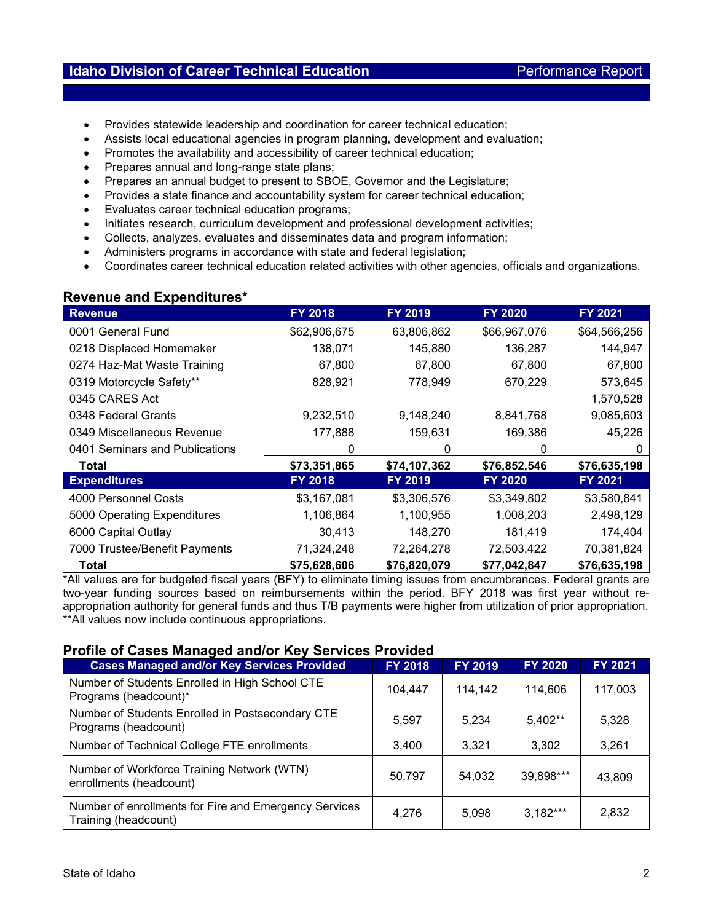- Provides statewide leadership and coordination for career technical education;
- Assists local educational agencies in program planning, development and evaluation;
- Promotes the availability and accessibility of career technical education;
- Prepares annual and long-range state plans;
- Prepares an annual budget to present to SBOE, Governor and the Legislature;
- Provides a state finance and accountability system for career technical education;
- Evaluates career technical education programs;
- Initiates research, curriculum development and professional development activities;
- Collects, analyzes, evaluates and disseminates data and program information;
- Administers programs in accordance with state and federal legislation;
- Coordinates career technical education related activities with other agencies, officials and organizations.

## Revenue and Expenditures*

| Revenue | FY 2018 | FY 2019 | FY 2020 | FY 2021 |
|---|---|---|---|---|
| 0001 General Fund | $62,906,675 | 63,806,862 | $66,967,076 | $64,566,256 |
| 0218 Displaced Homemaker | 138,071 | 145,880 | 136,287 | 144,947 |
| 0274 Haz-Mat Waste Training | 67,800 | 67,800 | 67,800 | 67,800 |
| 0319 Motorcycle Safety** | 828,921 | 778,949 | 670,229 | 573,645 |
| 0345 CARES Act | | | | 1,570,528 |
| 0348 Federal Grants | 9,232,510 | 9,148,240 | 8,841,768 | 9,085,603 |
| 0349 Miscellaneous Revenue | 177,888 | 159,631 | 169,386 | 45,226 |
| 0401 Seminars and Publications | 0 | 0 | 0 | 0 |
| **Total** | **$73,351,865** | **$74,107,362** | **$76,852,546** | **$76,635,198** |
| **Expenditures** | **FY 2018** | **FY 2019** | **FY 2020** | **FY 2021** |
| 4000 Personnel Costs | $3,167,081 | $3,306,576 | $3,349,802 | $3,580,841 |
| 5000 Operating Expenditures | 1,106,864 | 1,100,955 | 1,008,203 | 2,498,129 |
| 6000 Capital Outlay | 30,413 | 148,270 | 181,419 | 174,404 |
| 7000 Trustee/Benefit Payments | 71,324,248 | 72,264,278 | 72,503,422 | 70,381,824 |
| **Total** | **$75,628,606** | **$76,820,079** | **$77,042,847** | **$76,635,198** |

*All values are for budgeted fiscal years (BFY) to eliminate timing issues from encumbrances. Federal grants are two-year funding sources based on reimbursements within the period. BFY 2018 was first year without re-appropriation authority for general funds and thus T/B payments were higher from utilization of prior appropriation.
**All values now include continuous appropriations.

## Profile of Cases Managed and/or Key Services Provided

| Cases Managed and/or Key Services Provided | FY 2018 | FY 2019 | FY 2020 | FY 2021 |
|---|---|---|---|---|
| Number of Students Enrolled in High School CTE Programs (headcount)* | 104,447 | 114,142 | 114,606 | 117,003 |
| Number of Students Enrolled in Postsecondary CTE Programs (headcount) | 5,597 | 5,234 | 5,402** | 5,328 |
| Number of Technical College FTE enrollments | 3,400 | 3,321 | 3,302 | 3,261 |
| Number of Workforce Training Network (WTN) enrollments (headcount) | 50,797 | 54,032 | 39,898*** | 43,809 |
| Number of enrollments for Fire and Emergency Services Training (headcount) | 4,276 | 5,098 | 3,182*** | 2,832 |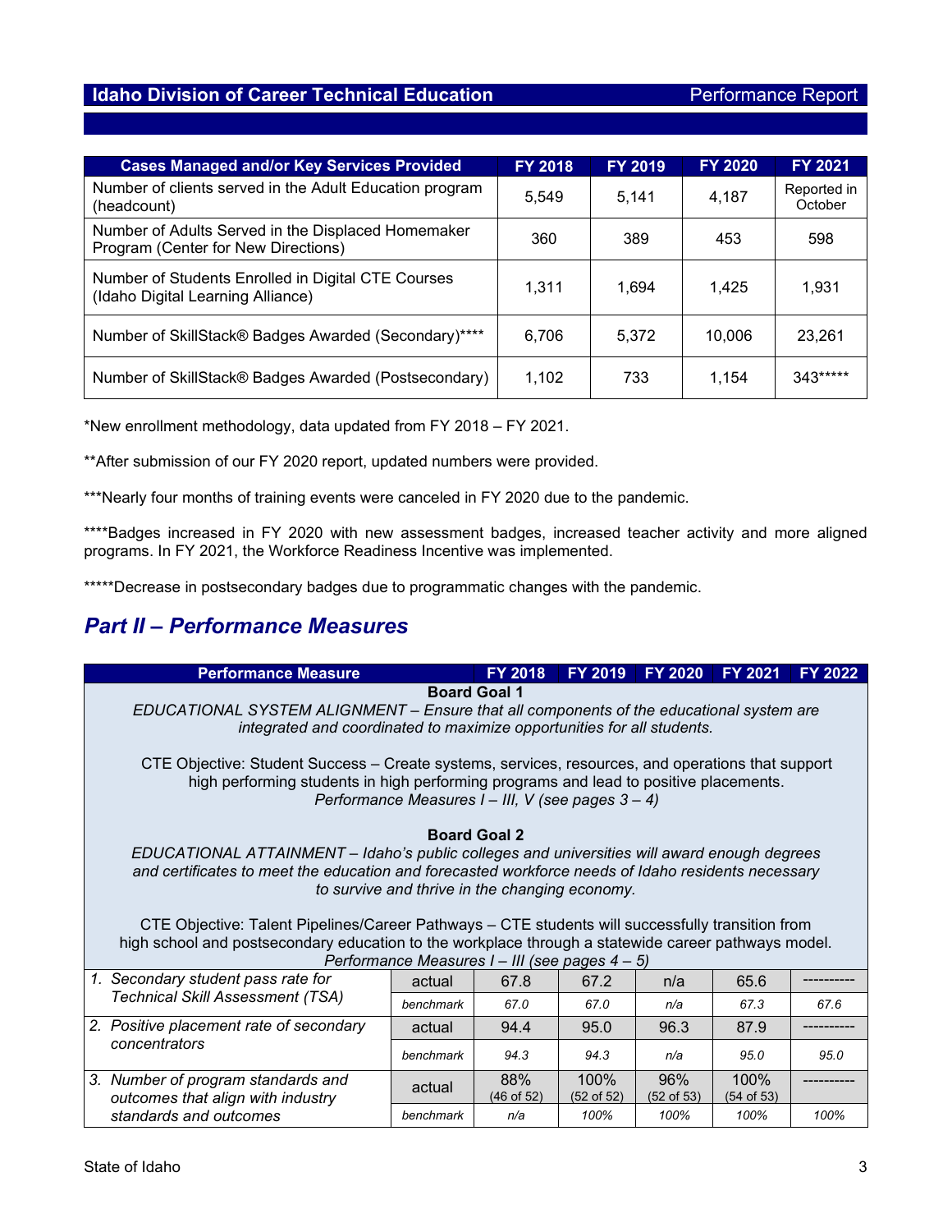| Cases Managed and/or Key Services Provided | FY 2018 | FY 2019 | FY 2020 | FY 2021 |
|---|---|---|---|---|
| Number of clients served in the Adult Education program (headcount) | 5,549 | 5,141 | 4,187 | Reported in October |
| Number of Adults Served in the Displaced Homemaker Program (Center for New Directions) | 360 | 389 | 453 | 598 |
| Number of Students Enrolled in Digital CTE Courses (Idaho Digital Learning Alliance) | 1,311 | 1,694 | 1,425 | 1,931 |
| Number of SkillStack® Badges Awarded (Secondary)**** | 6,706 | 5,372 | 10,006 | 23,261 |
| Number of SkillStack® Badges Awarded (Postsecondary) | 1,102 | 733 | 1,154 | 343***** |

*New enrollment methodology, data updated from FY 2018 – FY 2021.

**After submission of our FY 2020 report, updated numbers were provided.

***Nearly four months of training events were canceled in FY 2020 due to the pandemic.

****Badges increased in FY 2020 with new assessment badges, increased teacher activity and more aligned programs. In FY 2021, the Workforce Readiness Incentive was implemented.

*****Decrease in postsecondary badges due to programmatic changes with the pandemic.

## *Part II – Performance Measures*

**Board Goal 1**

*EDUCATIONAL SYSTEM ALIGNMENT – Ensure that all components of the educational system are integrated and coordinated to maximize opportunities for all students.*

CTE Objective: Student Success – Create systems, services, resources, and operations that support high performing students in high performing programs and lead to positive placements.
*Performance Measures I – III, V (see pages 3 – 4)*

**Board Goal 2**

*EDUCATIONAL ATTAINMENT – Idaho's public colleges and universities will award enough degrees and certificates to meet the education and forecasted workforce needs of Idaho residents necessary to survive and thrive in the changing economy.*

CTE Objective: Talent Pipelines/Career Pathways – CTE students will successfully transition from high school and postsecondary education to the workplace through a statewide career pathways model.
*Performance Measures I – III (see pages 4 – 5)*

| Performance Measure | | FY 2018 | FY 2019 | FY 2020 | FY 2021 | FY 2022 |
|---|---|---|---|---|---|---|
| *1. Secondary student pass rate for Technical Skill Assessment (TSA)* | actual | 67.8 | 67.2 | n/a | 65.6 | ---------- |
| | *benchmark* | *67.0* | *67.0* | *n/a* | *67.3* | *67.6* |
| *2. Positive placement rate of secondary concentrators* | actual | 94.4 | 95.0 | 96.3 | 87.9 | ---------- |
| | *benchmark* | *94.3* | *94.3* | *n/a* | *95.0* | *95.0* |
| *3. Number of program standards and outcomes that align with industry standards and outcomes* | actual | 88% (46 of 52) | 100% (52 of 52) | 96% (52 of 53) | 100% (54 of 53) | ---------- |
| | *benchmark* | *n/a* | *100%* | *100%* | *100%* | *100%* |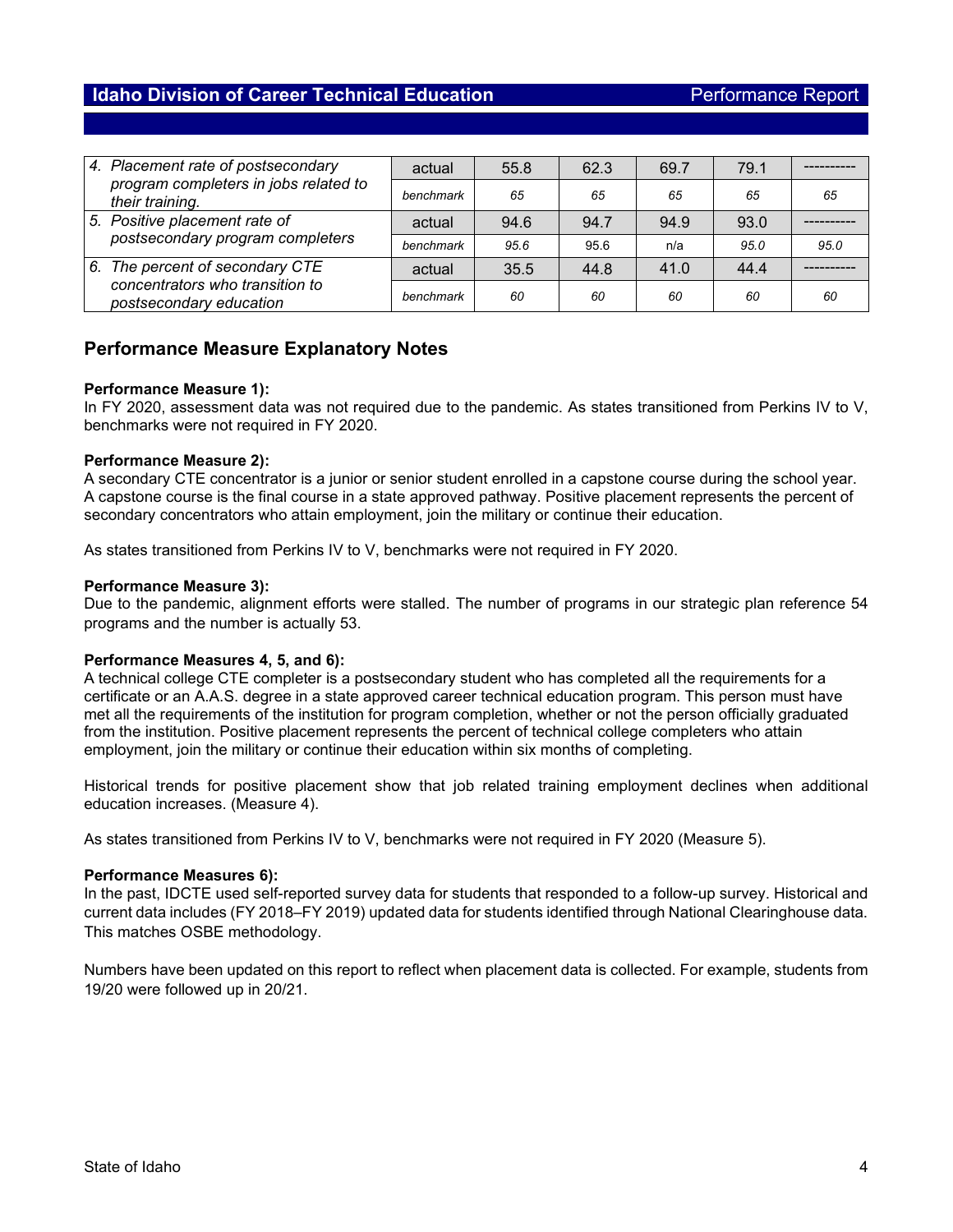| | | | | | | |
|---|---|---|---|---|---|---|
| 4. Placement rate of postsecondary program completers in jobs related to their training. | actual | 55.8 | 62.3 | 69.7 | 79.1 | ---------- |
| | *benchmark* | *65* | *65* | *65* | *65* | *65* |
| 5. Positive placement rate of postsecondary program completers | actual | 94.6 | 94.7 | 94.9 | 93.0 | ---------- |
| | *benchmark* | *95.6* | 95.6 | n/a | *95.0* | *95.0* |
| 6. The percent of secondary CTE concentrators who transition to postsecondary education | actual | 35.5 | 44.8 | 41.0 | 44.4 | ---------- |
| | *benchmark* | *60* | *60* | *60* | *60* | *60* |

## Performance Measure Explanatory Notes

**Performance Measure 1):**
In FY 2020, assessment data was not required due to the pandemic. As states transitioned from Perkins IV to V, benchmarks were not required in FY 2020.

**Performance Measure 2):**
A secondary CTE concentrator is a junior or senior student enrolled in a capstone course during the school year. A capstone course is the final course in a state approved pathway. Positive placement represents the percent of secondary concentrators who attain employment, join the military or continue their education.

As states transitioned from Perkins IV to V, benchmarks were not required in FY 2020.

**Performance Measure 3):**
Due to the pandemic, alignment efforts were stalled. The number of programs in our strategic plan reference 54 programs and the number is actually 53.

**Performance Measures 4, 5, and 6):**
A technical college CTE completer is a postsecondary student who has completed all the requirements for a certificate or an A.A.S. degree in a state approved career technical education program. This person must have met all the requirements of the institution for program completion, whether or not the person officially graduated from the institution. Positive placement represents the percent of technical college completers who attain employment, join the military or continue their education within six months of completing.

Historical trends for positive placement show that job related training employment declines when additional education increases. (Measure 4).

As states transitioned from Perkins IV to V, benchmarks were not required in FY 2020 (Measure 5).

**Performance Measures 6):**
In the past, IDCTE used self-reported survey data for students that responded to a follow-up survey. Historical and current data includes (FY 2018–FY 2019) updated data for students identified through National Clearinghouse data. This matches OSBE methodology.

Numbers have been updated on this report to reflect when placement data is collected. For example, students from 19/20 were followed up in 20/21.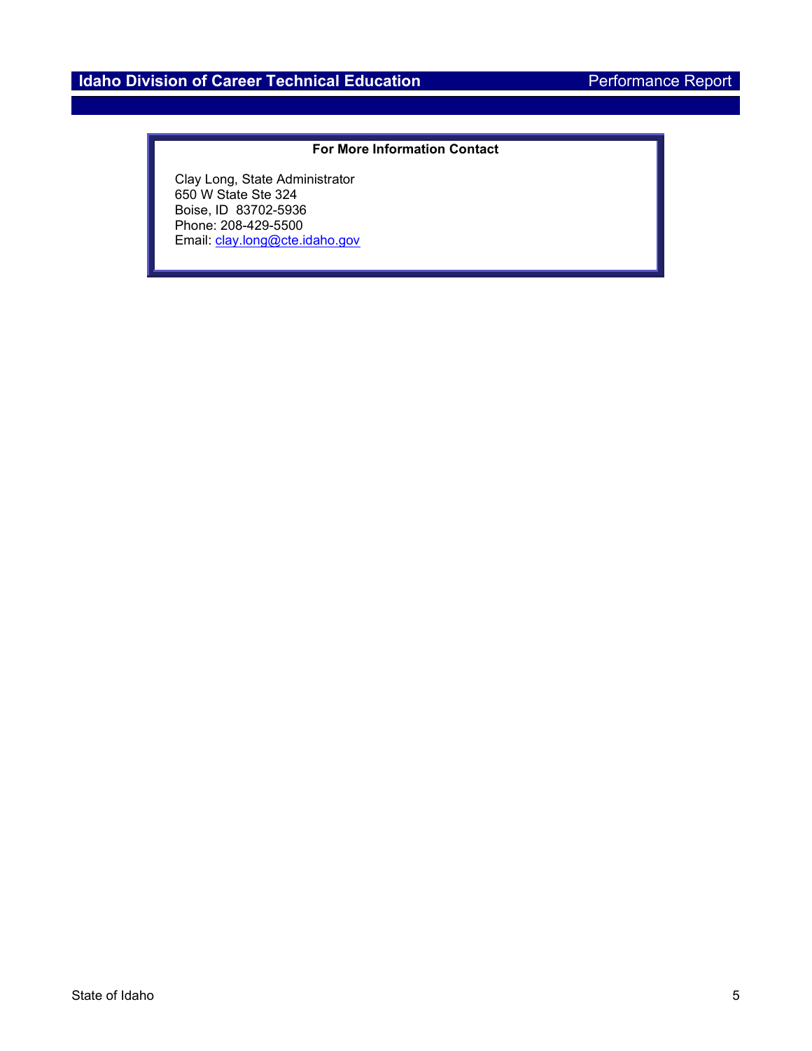**For More Information Contact**

Clay Long, State Administrator
650 W State Ste 324
Boise, ID 83702-5936
Phone: 208-429-5500
Email: clay.long@cte.idaho.gov